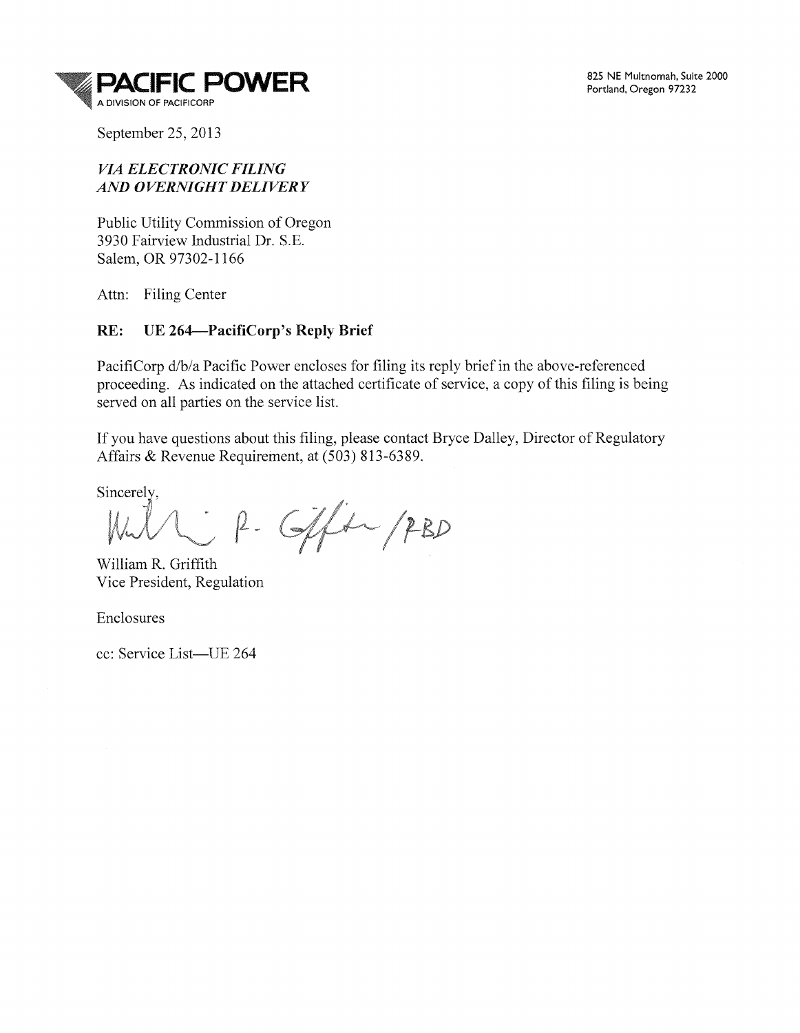**PACIFIC POWER**
A DIVISION OF PACIFICORP

825 NE Multnomah, Suite 2000
Portland, Oregon 97232

September 25, 2013

***VIA ELECTRONIC FILING***
***AND OVERNIGHT DELIVERY***

Public Utility Commission of Oregon
3930 Fairview Industrial Dr. S.E.
Salem, OR 97302-1166

Attn: Filing Center

**RE: UE 264—PacifiCorp's Reply Brief**

PacifiCorp d/b/a Pacific Power encloses for filing its reply brief in the above-referenced proceeding. As indicated on the attached certificate of service, a copy of this filing is being served on all parties on the service list.

If you have questions about this filing, please contact Bryce Dalley, Director of Regulatory Affairs & Revenue Requirement, at (503) 813-6389.

Sincerely,

William R. Griffith /RBD

William R. Griffith
Vice President, Regulation

Enclosures

cc: Service List—UE 264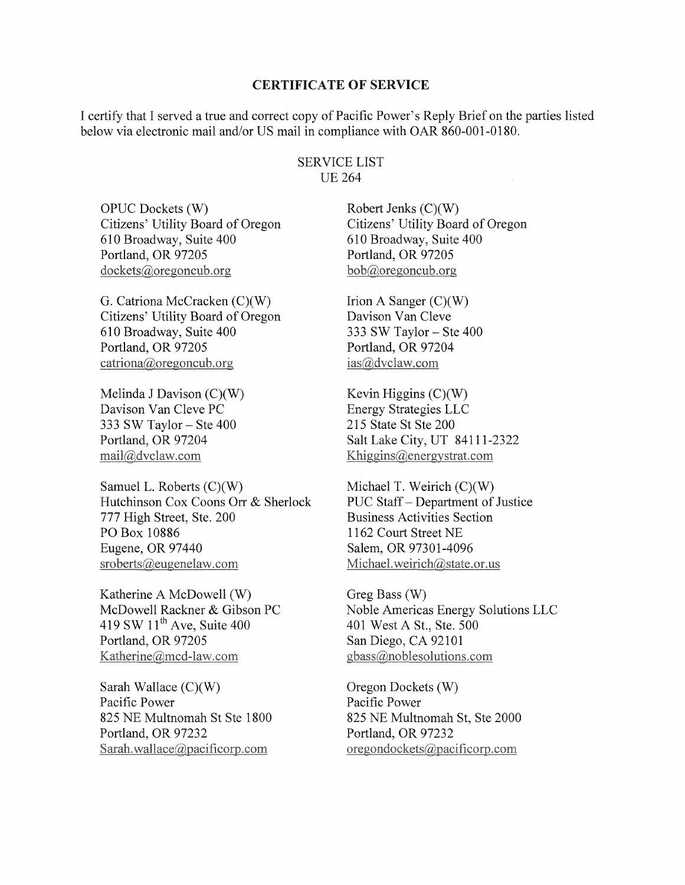## CERTIFICATE OF SERVICE

I certify that I served a true and correct copy of Pacific Power's Reply Brief on the parties listed below via electronic mail and/or US mail in compliance with OAR 860-001-0180.

SERVICE LIST
UE 264

OPUC Dockets (W)
Citizens' Utility Board of Oregon
610 Broadway, Suite 400
Portland, OR 97205
dockets@oregoncub.org

Robert Jenks (C)(W)
Citizens' Utility Board of Oregon
610 Broadway, Suite 400
Portland, OR 97205
bob@oregoncub.org

G. Catriona McCracken (C)(W)
Citizens' Utility Board of Oregon
610 Broadway, Suite 400
Portland, OR 97205
catriona@oregoncub.org

Irion A Sanger (C)(W)
Davison Van Cleve
333 SW Taylor – Ste 400
Portland, OR 97204
ias@dvclaw.com

Melinda J Davison (C)(W)
Davison Van Cleve PC
333 SW Taylor – Ste 400
Portland, OR 97204
mail@dvclaw.com

Kevin Higgins (C)(W)
Energy Strategies LLC
215 State St Ste 200
Salt Lake City, UT 84111-2322
Khiggins@energystrat.com

Samuel L. Roberts (C)(W)
Hutchinson Cox Coons Orr & Sherlock
777 High Street, Ste. 200
PO Box 10886
Eugene, OR 97440
sroberts@eugenelaw.com

Michael T. Weirich (C)(W)
PUC Staff – Department of Justice
Business Activities Section
1162 Court Street NE
Salem, OR 97301-4096
Michael.weirich@state.or.us

Katherine A McDowell (W)
McDowell Rackner & Gibson PC
419 SW 11th Ave, Suite 400
Portland, OR 97205
Katherine@mcd-law.com

Greg Bass (W)
Noble Americas Energy Solutions LLC
401 West A St., Ste. 500
San Diego, CA 92101
gbass@noblesolutions.com

Sarah Wallace (C)(W)
Pacific Power
825 NE Multnomah St Ste 1800
Portland, OR 97232
Sarah.wallace@pacificorp.com

Oregon Dockets (W)
Pacific Power
825 NE Multnomah St, Ste 2000
Portland, OR 97232
oregondockets@pacificorp.com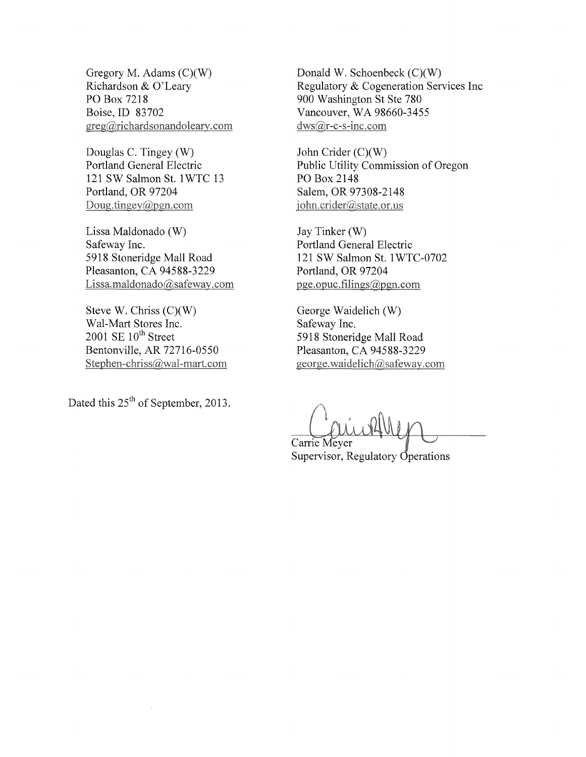Gregory M. Adams (C)(W)
Richardson & O'Leary
PO Box 7218
Boise, ID 83702
greg@richardsonandoleary.com

Donald W. Schoenbeck (C)(W)
Regulatory & Cogeneration Services Inc
900 Washington St Ste 780
Vancouver, WA 98660-3455
dws@r-c-s-inc.com

Douglas C. Tingey (W)
Portland General Electric
121 SW Salmon St. 1WTC 13
Portland, OR 97204
Doug.tingey@pgn.com

John Crider (C)(W)
Public Utility Commission of Oregon
PO Box 2148
Salem, OR 97308-2148
john.crider@state.or.us

Lissa Maldonado (W)
Safeway Inc.
5918 Stoneridge Mall Road
Pleasanton, CA 94588-3229
Lissa.maldonado@safeway.com

Jay Tinker (W)
Portland General Electric
121 SW Salmon St. 1WTC-0702
Portland, OR 97204
pge.opuc.filings@pgn.com

Steve W. Chriss (C)(W)
Wal-Mart Stores Inc.
2001 SE 10th Street
Bentonville, AR 72716-0550
Stephen-chriss@wal-mart.com

George Waidelich (W)
Safeway Inc.
5918 Stoneridge Mall Road
Pleasanton, CA 94588-3229
george.waidelich@safeway.com

Dated this 25th of September, 2013.

Carrie Meyer
Supervisor, Regulatory Operations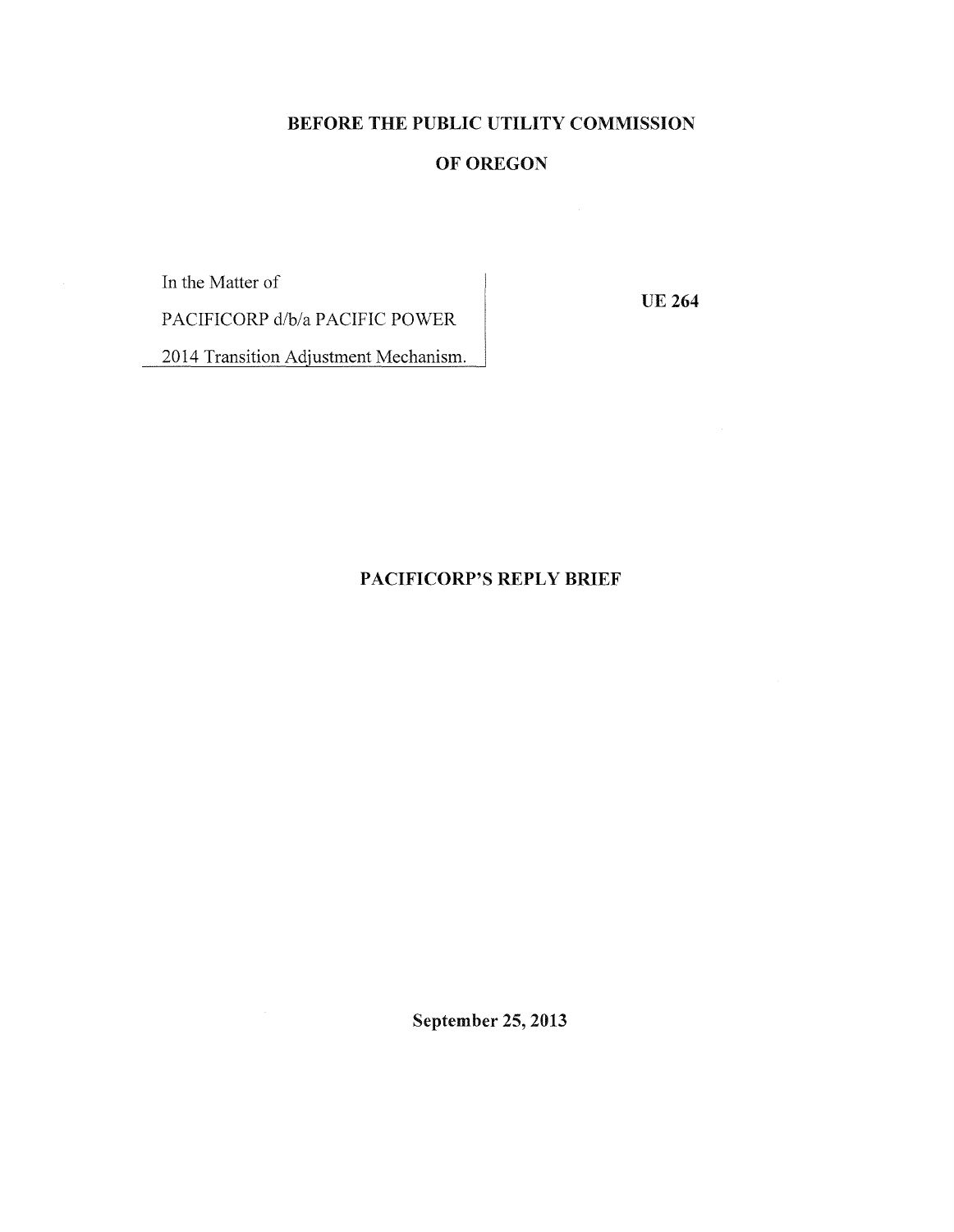**BEFORE THE PUBLIC UTILITY COMMISSION**

**OF OREGON**

| In the Matter of<br>PACIFICORP d/b/a PACIFIC POWER<br>2014 Transition Adjustment Mechanism. | **UE 264** |
|---|---|

**PACIFICORP'S REPLY BRIEF**

**September 25, 2013**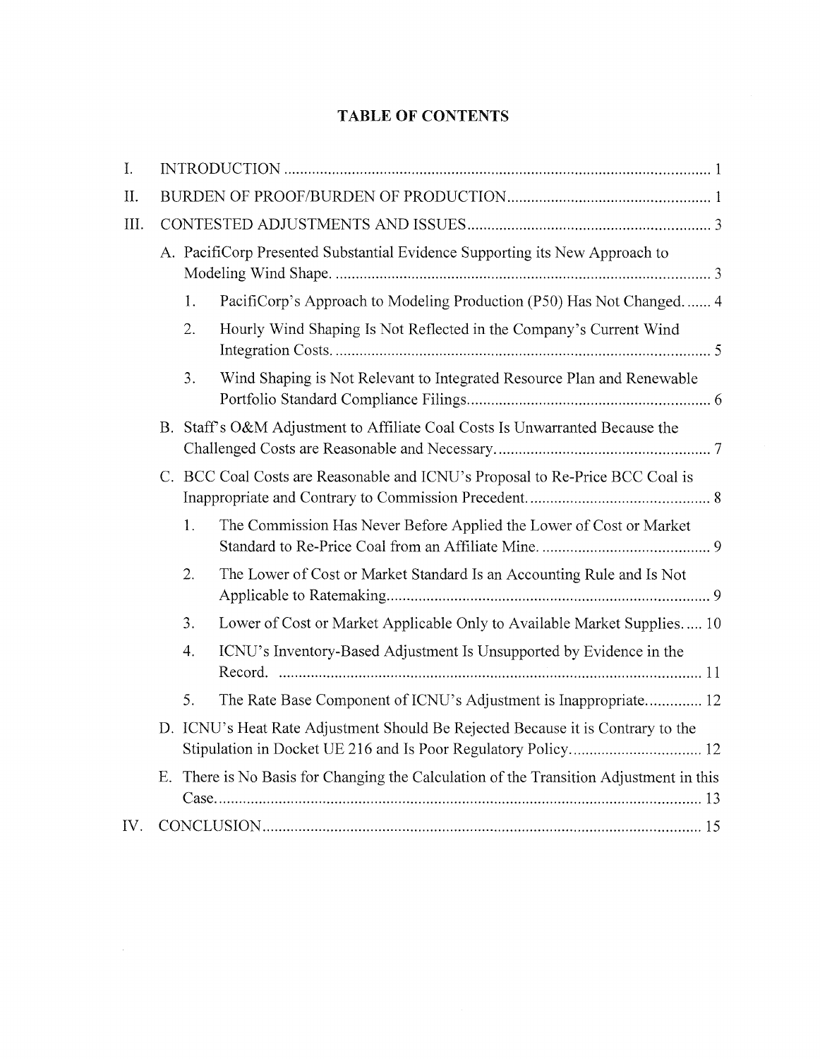# TABLE OF CONTENTS

I. INTRODUCTION .......... 1

II. BURDEN OF PROOF/BURDEN OF PRODUCTION .......... 1

III. CONTESTED ADJUSTMENTS AND ISSUES .......... 3

- A. PacifiCorp Presented Substantial Evidence Supporting its New Approach to Modeling Wind Shape. .......... 3
  1. PacifiCorp's Approach to Modeling Production (P50) Has Not Changed. .......... 4
  2. Hourly Wind Shaping Is Not Reflected in the Company's Current Wind Integration Costs. .......... 5
  3. Wind Shaping is Not Relevant to Integrated Resource Plan and Renewable Portfolio Standard Compliance Filings .......... 6
- B. Staff's O&M Adjustment to Affiliate Coal Costs Is Unwarranted Because the Challenged Costs are Reasonable and Necessary. .......... 7
- C. BCC Coal Costs are Reasonable and ICNU's Proposal to Re-Price BCC Coal is Inappropriate and Contrary to Commission Precedent. .......... 8
  1. The Commission Has Never Before Applied the Lower of Cost or Market Standard to Re-Price Coal from an Affiliate Mine. .......... 9
  2. The Lower of Cost or Market Standard Is an Accounting Rule and Is Not Applicable to Ratemaking .......... 9
  3. Lower of Cost or Market Applicable Only to Available Market Supplies. .......... 10
  4. ICNU's Inventory-Based Adjustment Is Unsupported by Evidence in the Record. .......... 11
  5. The Rate Base Component of ICNU's Adjustment is Inappropriate. .......... 12
- D. ICNU's Heat Rate Adjustment Should Be Rejected Because it is Contrary to the Stipulation in Docket UE 216 and Is Poor Regulatory Policy .......... 12
- E. There is No Basis for Changing the Calculation of the Transition Adjustment in this Case .......... 13

IV. CONCLUSION .......... 15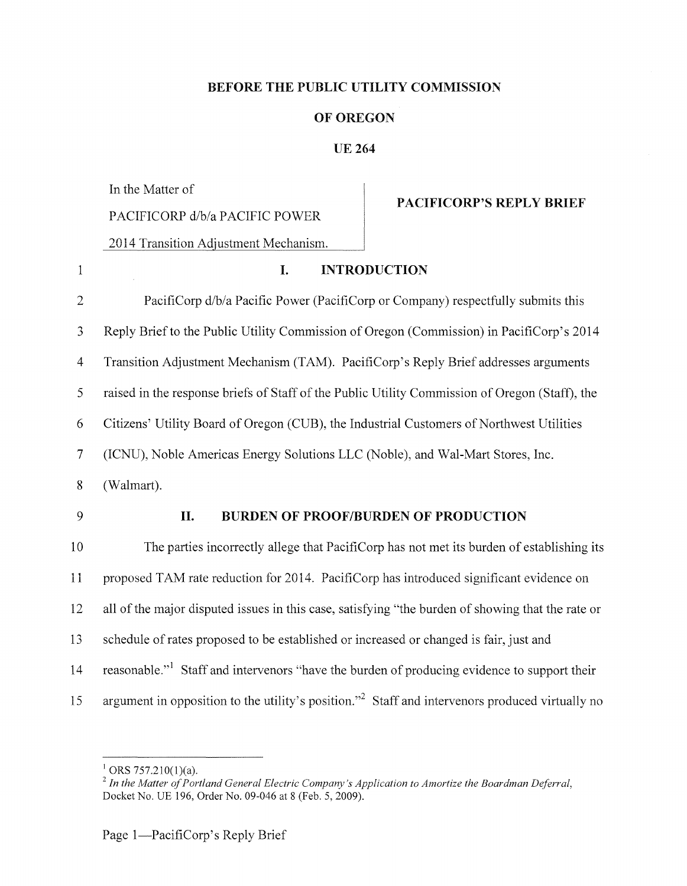**BEFORE THE PUBLIC UTILITY COMMISSION**

**OF OREGON**

**UE 264**

| In the Matter of PACIFICORP d/b/a PACIFIC POWER 2014 Transition Adjustment Mechanism. | **PACIFICORP'S REPLY BRIEF** |
|---|---|

## I. INTRODUCTION

PacifiCorp d/b/a Pacific Power (PacifiCorp or Company) respectfully submits this Reply Brief to the Public Utility Commission of Oregon (Commission) in PacifiCorp's 2014 Transition Adjustment Mechanism (TAM). PacifiCorp's Reply Brief addresses arguments raised in the response briefs of Staff of the Public Utility Commission of Oregon (Staff), the Citizens' Utility Board of Oregon (CUB), the Industrial Customers of Northwest Utilities (ICNU), Noble Americas Energy Solutions LLC (Noble), and Wal-Mart Stores, Inc. (Walmart).

## II. BURDEN OF PROOF/BURDEN OF PRODUCTION

The parties incorrectly allege that PacifiCorp has not met its burden of establishing its proposed TAM rate reduction for 2014. PacifiCorp has introduced significant evidence on all of the major disputed issues in this case, satisfying "the burden of showing that the rate or schedule of rates proposed to be established or increased or changed is fair, just and reasonable."[1] Staff and intervenors "have the burden of producing evidence to support their argument in opposition to the utility's position."[2] Staff and intervenors produced virtually no

---

[1] ORS 757.210(1)(a).

[2] *In the Matter of Portland General Electric Company's Application to Amortize the Boardman Deferral*, Docket No. UE 196, Order No. 09-046 at 8 (Feb. 5, 2009).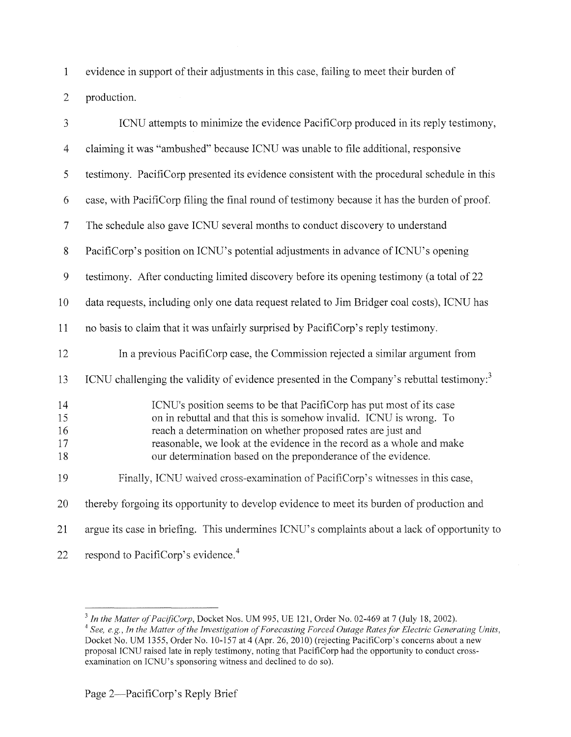evidence in support of their adjustments in this case, failing to meet their burden of production.

ICNU attempts to minimize the evidence PacifiCorp produced in its reply testimony, claiming it was "ambushed" because ICNU was unable to file additional, responsive testimony. PacifiCorp presented its evidence consistent with the procedural schedule in this case, with PacifiCorp filing the final round of testimony because it has the burden of proof. The schedule also gave ICNU several months to conduct discovery to understand PacifiCorp's position on ICNU's potential adjustments in advance of ICNU's opening testimony. After conducting limited discovery before its opening testimony (a total of 22 data requests, including only one data request related to Jim Bridger coal costs), ICNU has no basis to claim that it was unfairly surprised by PacifiCorp's reply testimony.

In a previous PacifiCorp case, the Commission rejected a similar argument from ICNU challenging the validity of evidence presented in the Company's rebuttal testimony:[3]

> ICNU's position seems to be that PacifiCorp has put most of its case on in rebuttal and that this is somehow invalid. ICNU is wrong. To reach a determination on whether proposed rates are just and reasonable, we look at the evidence in the record as a whole and make our determination based on the preponderance of the evidence.

Finally, ICNU waived cross-examination of PacifiCorp's witnesses in this case, thereby forgoing its opportunity to develop evidence to meet its burden of production and argue its case in briefing. This undermines ICNU's complaints about a lack of opportunity to respond to PacifiCorp's evidence.[4]

---

[3] *In the Matter of PacifiCorp*, Docket Nos. UM 995, UE 121, Order No. 02-469 at 7 (July 18, 2002).

[4] *See, e.g., In the Matter of the Investigation of Forecasting Forced Outage Rates for Electric Generating Units*, Docket No. UM 1355, Order No. 10-157 at 4 (Apr. 26, 2010) (rejecting PacifiCorp's concerns about a new proposal ICNU raised late in reply testimony, noting that PacifiCorp had the opportunity to conduct cross-examination on ICNU's sponsoring witness and declined to do so).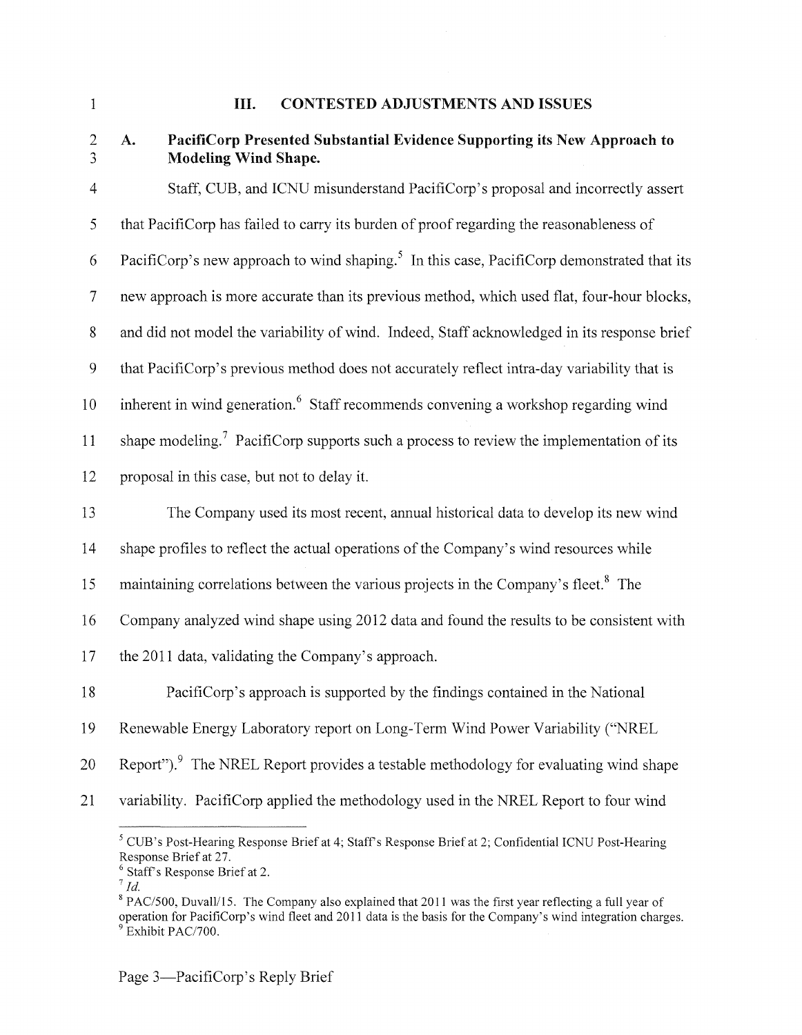## III. CONTESTED ADJUSTMENTS AND ISSUES

### A. PacifiCorp Presented Substantial Evidence Supporting its New Approach to Modeling Wind Shape.

Staff, CUB, and ICNU misunderstand PacifiCorp's proposal and incorrectly assert that PacifiCorp has failed to carry its burden of proof regarding the reasonableness of PacifiCorp's new approach to wind shaping.[5] In this case, PacifiCorp demonstrated that its new approach is more accurate than its previous method, which used flat, four-hour blocks, and did not model the variability of wind. Indeed, Staff acknowledged in its response brief that PacifiCorp's previous method does not accurately reflect intra-day variability that is inherent in wind generation.[6] Staff recommends convening a workshop regarding wind shape modeling.[7] PacifiCorp supports such a process to review the implementation of its proposal in this case, but not to delay it.

The Company used its most recent, annual historical data to develop its new wind shape profiles to reflect the actual operations of the Company's wind resources while maintaining correlations between the various projects in the Company's fleet.[8] The Company analyzed wind shape using 2012 data and found the results to be consistent with the 2011 data, validating the Company's approach.

PacifiCorp's approach is supported by the findings contained in the National Renewable Energy Laboratory report on Long-Term Wind Power Variability ("NREL Report").[9] The NREL Report provides a testable methodology for evaluating wind shape variability. PacifiCorp applied the methodology used in the NREL Report to four wind

---

[5] CUB's Post-Hearing Response Brief at 4; Staff's Response Brief at 2; Confidential ICNU Post-Hearing Response Brief at 27.

[6] Staff's Response Brief at 2.

[7] *Id.*

[8] PAC/500, Duvall/15. The Company also explained that 2011 was the first year reflecting a full year of operation for PacifiCorp's wind fleet and 2011 data is the basis for the Company's wind integration charges.

[9] Exhibit PAC/700.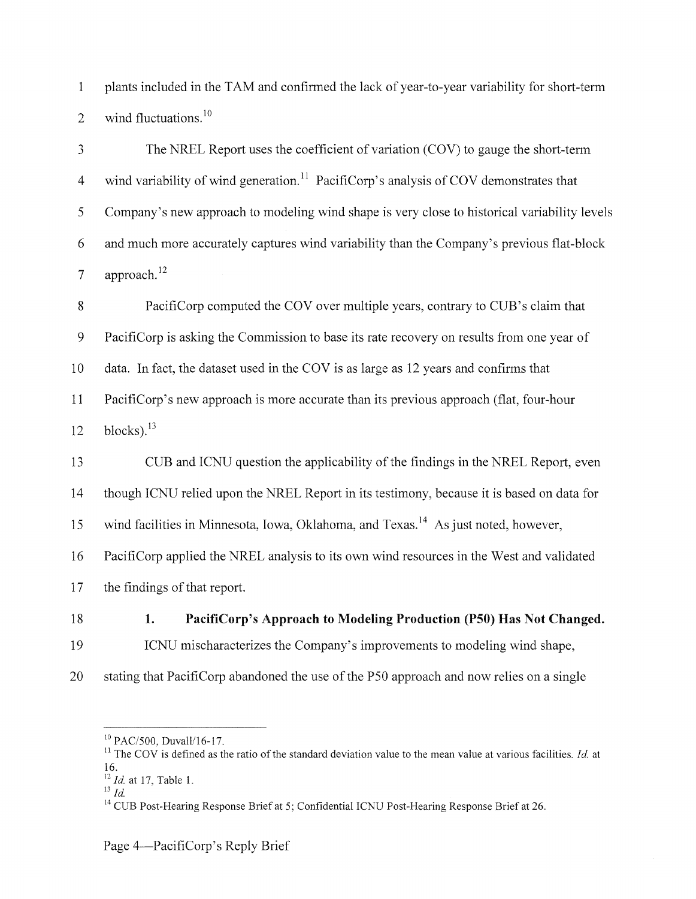plants included in the TAM and confirmed the lack of year-to-year variability for short-term wind fluctuations.[10]

The NREL Report uses the coefficient of variation (COV) to gauge the short-term wind variability of wind generation.[11] PacifiCorp's analysis of COV demonstrates that Company's new approach to modeling wind shape is very close to historical variability levels and much more accurately captures wind variability than the Company's previous flat-block approach.[12]

PacifiCorp computed the COV over multiple years, contrary to CUB's claim that PacifiCorp is asking the Commission to base its rate recovery on results from one year of data. In fact, the dataset used in the COV is as large as 12 years and confirms that PacifiCorp's new approach is more accurate than its previous approach (flat, four-hour blocks).[13]

CUB and ICNU question the applicability of the findings in the NREL Report, even though ICNU relied upon the NREL Report in its testimony, because it is based on data for wind facilities in Minnesota, Iowa, Oklahoma, and Texas.[14] As just noted, however, PacifiCorp applied the NREL analysis to its own wind resources in the West and validated the findings of that report.

### 1. PacifiCorp's Approach to Modeling Production (P50) Has Not Changed.

ICNU mischaracterizes the Company's improvements to modeling wind shape, stating that PacifiCorp abandoned the use of the P50 approach and now relies on a single

---

[10] PAC/500, Duvall/16-17.

[11] The COV is defined as the ratio of the standard deviation value to the mean value at various facilities. *Id.* at 16.

[12] *Id.* at 17, Table 1.

[13] *Id.*

[14] CUB Post-Hearing Response Brief at 5; Confidential ICNU Post-Hearing Response Brief at 26.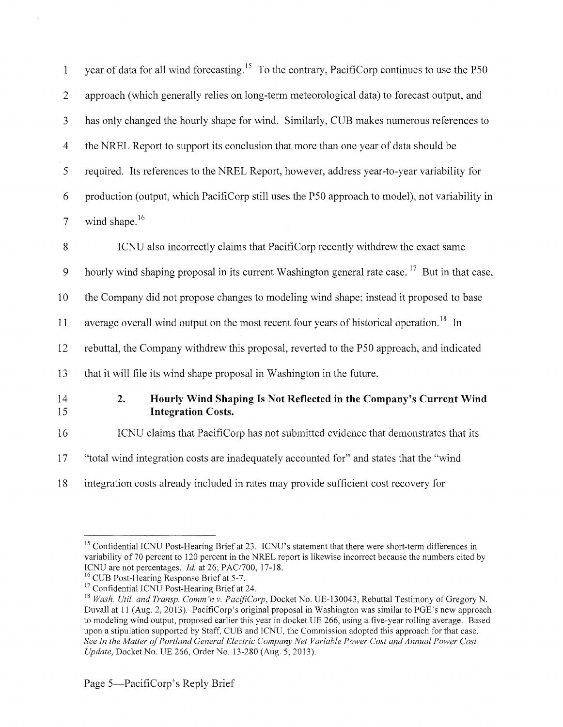year of data for all wind forecasting.[15] To the contrary, PacifiCorp continues to use the P50 approach (which generally relies on long-term meteorological data) to forecast output, and has only changed the hourly shape for wind. Similarly, CUB makes numerous references to the NREL Report to support its conclusion that more than one year of data should be required. Its references to the NREL Report, however, address year-to-year variability for production (output, which PacifiCorp still uses the P50 approach to model), not variability in wind shape.[16]

ICNU also incorrectly claims that PacifiCorp recently withdrew the exact same hourly wind shaping proposal in its current Washington general rate case.[17] But in that case, the Company did not propose changes to modeling wind shape; instead it proposed to base average overall wind output on the most recent four years of historical operation.[18] In rebuttal, the Company withdrew this proposal, reverted to the P50 approach, and indicated that it will file its wind shape proposal in Washington in the future.

### 2. Hourly Wind Shaping Is Not Reflected in the Company's Current Wind Integration Costs.

ICNU claims that PacifiCorp has not submitted evidence that demonstrates that its "total wind integration costs are inadequately accounted for" and states that the "wind integration costs already included in rates may provide sufficient cost recovery for

---

[15] Confidential ICNU Post-Hearing Brief at 23. ICNU's statement that there were short-term differences in variability of 70 percent to 120 percent in the NREL report is likewise incorrect because the numbers cited by ICNU are not percentages. *Id.* at 26; PAC/700, 17-18.

[16] CUB Post-Hearing Response Brief at 5-7.

[17] Confidential ICNU Post-Hearing Brief at 24.

[18] *Wash. Util. and Transp. Comm'n v. PacifiCorp*, Docket No. UE-130043, Rebuttal Testimony of Gregory N. Duvall at 11 (Aug. 2, 2013). PacifiCorp's original proposal in Washington was similar to PGE's new approach to modeling wind output, proposed earlier this year in docket UE 266, using a five-year rolling average. Based upon a stipulation supported by Staff, CUB and ICNU, the Commission adopted this approach for that case. *See In the Matter of Portland General Electric Company Net Variable Power Cost and Annual Power Cost Update*, Docket No. UE 266, Order No. 13-280 (Aug. 5, 2013).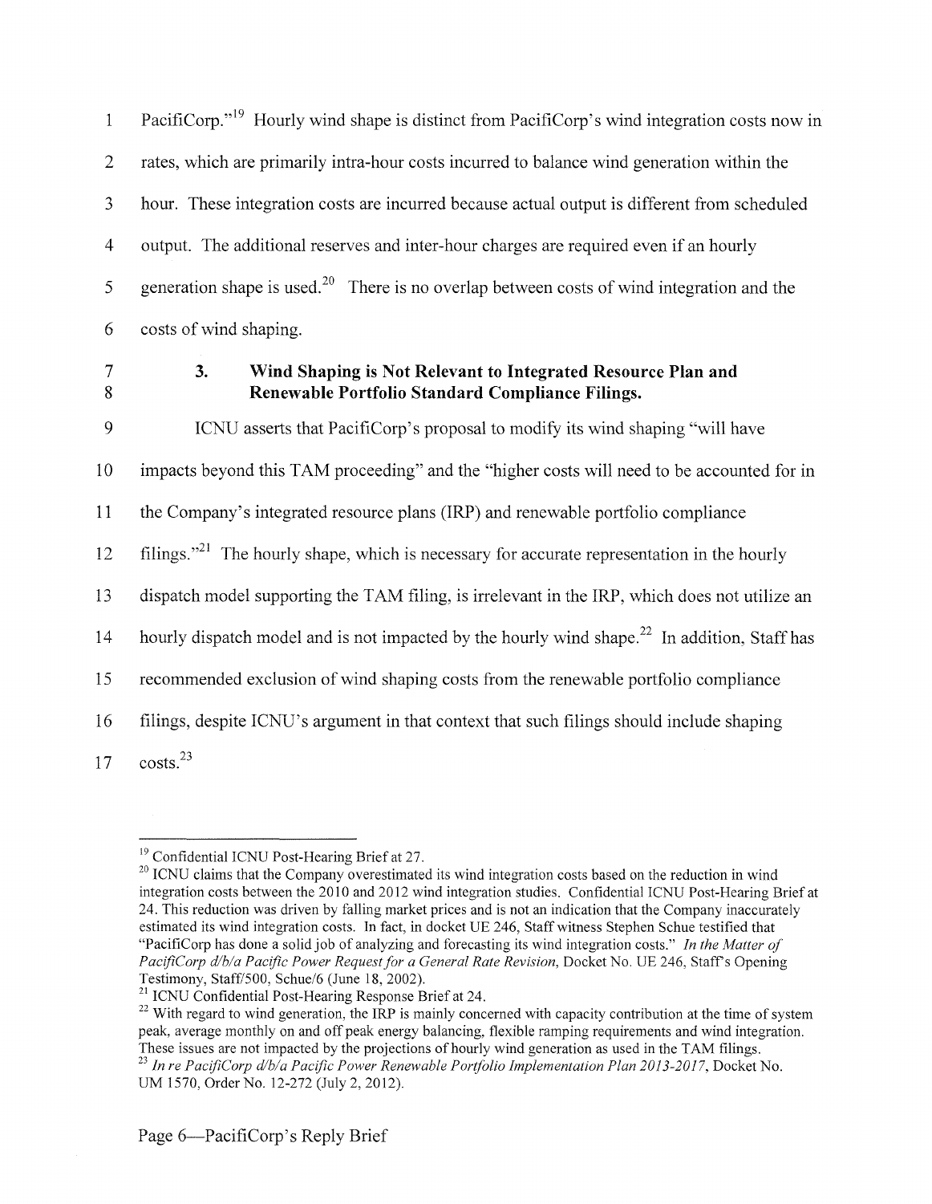PacifiCorp."[19] Hourly wind shape is distinct from PacifiCorp's wind integration costs now in rates, which are primarily intra-hour costs incurred to balance wind generation within the hour. These integration costs are incurred because actual output is different from scheduled output. The additional reserves and inter-hour charges are required even if an hourly generation shape is used.[20] There is no overlap between costs of wind integration and the costs of wind shaping.

### 3. Wind Shaping is Not Relevant to Integrated Resource Plan and Renewable Portfolio Standard Compliance Filings.

ICNU asserts that PacifiCorp's proposal to modify its wind shaping "will have impacts beyond this TAM proceeding" and the "higher costs will need to be accounted for in the Company's integrated resource plans (IRP) and renewable portfolio compliance filings."[21] The hourly shape, which is necessary for accurate representation in the hourly dispatch model supporting the TAM filing, is irrelevant in the IRP, which does not utilize an hourly dispatch model and is not impacted by the hourly wind shape.[22] In addition, Staff has recommended exclusion of wind shaping costs from the renewable portfolio compliance filings, despite ICNU's argument in that context that such filings should include shaping costs.[23]

---

[19] Confidential ICNU Post-Hearing Brief at 27.

[20] ICNU claims that the Company overestimated its wind integration costs based on the reduction in wind integration costs between the 2010 and 2012 wind integration studies. Confidential ICNU Post-Hearing Brief at 24. This reduction was driven by falling market prices and is not an indication that the Company inaccurately estimated its wind integration costs. In fact, in docket UE 246, Staff witness Stephen Schue testified that "PacifiCorp has done a solid job of analyzing and forecasting its wind integration costs." *In the Matter of PacifiCorp d/b/a Pacific Power Request for a General Rate Revision*, Docket No. UE 246, Staff's Opening Testimony, Staff/500, Schue/6 (June 18, 2002).

[21] ICNU Confidential Post-Hearing Response Brief at 24.

[22] With regard to wind generation, the IRP is mainly concerned with capacity contribution at the time of system peak, average monthly on and off peak energy balancing, flexible ramping requirements and wind integration. These issues are not impacted by the projections of hourly wind generation as used in the TAM filings.

[23] *In re PacifiCorp d/b/a Pacific Power Renewable Portfolio Implementation Plan 2013-2017*, Docket No. UM 1570, Order No. 12-272 (July 2, 2012).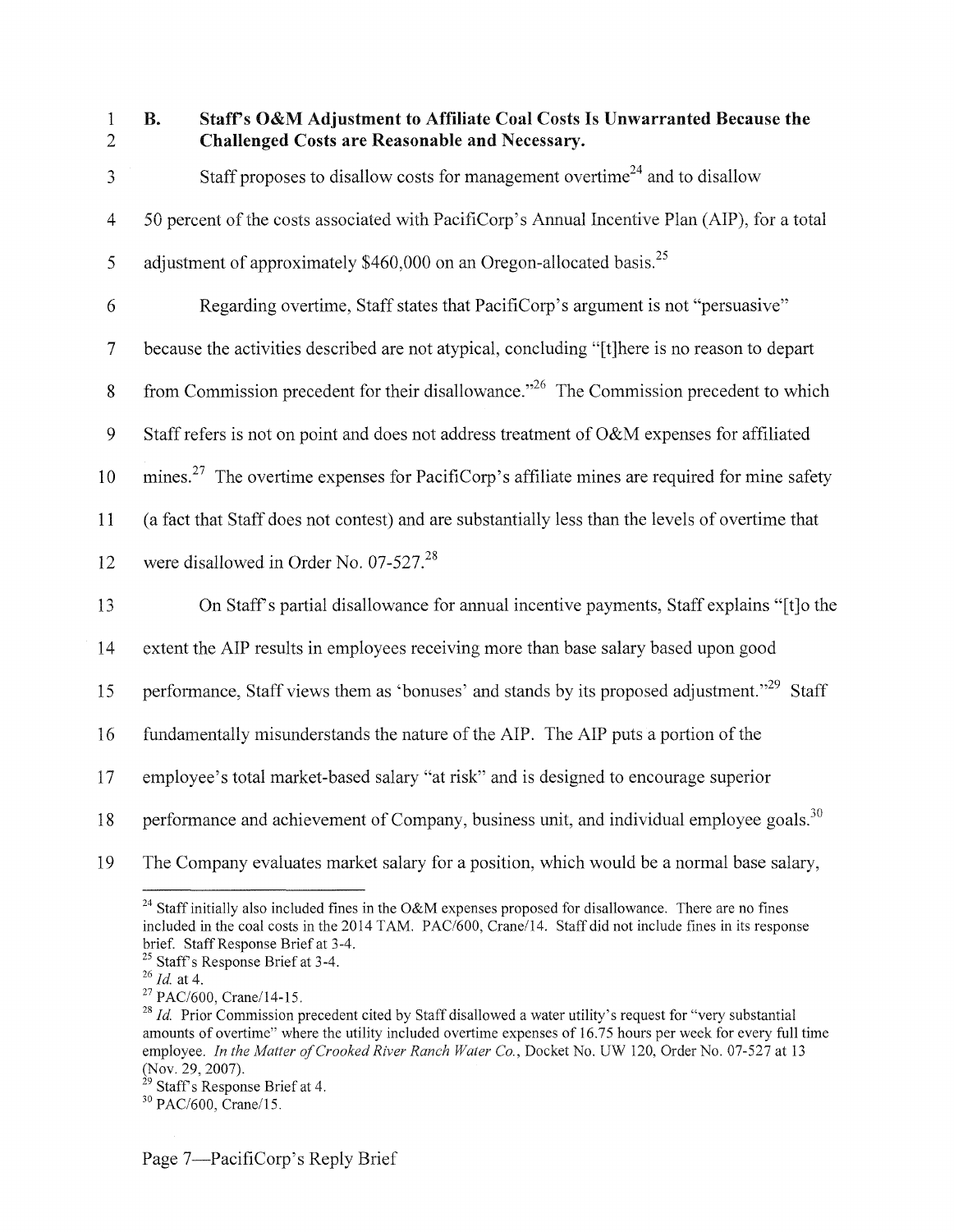### B. Staff's O&M Adjustment to Affiliate Coal Costs Is Unwarranted Because the Challenged Costs are Reasonable and Necessary.

Staff proposes to disallow costs for management overtime[24] and to disallow 50 percent of the costs associated with PacifiCorp's Annual Incentive Plan (AIP), for a total adjustment of approximately $460,000 on an Oregon-allocated basis.[25]

Regarding overtime, Staff states that PacifiCorp's argument is not "persuasive" because the activities described are not atypical, concluding "[t]here is no reason to depart from Commission precedent for their disallowance."[26] The Commission precedent to which Staff refers is not on point and does not address treatment of O&M expenses for affiliated mines.[27] The overtime expenses for PacifiCorp's affiliate mines are required for mine safety (a fact that Staff does not contest) and are substantially less than the levels of overtime that were disallowed in Order No. 07-527.[28]

On Staff's partial disallowance for annual incentive payments, Staff explains "[t]o the extent the AIP results in employees receiving more than base salary based upon good performance, Staff views them as 'bonuses' and stands by its proposed adjustment."[29] Staff fundamentally misunderstands the nature of the AIP. The AIP puts a portion of the employee's total market-based salary "at risk" and is designed to encourage superior performance and achievement of Company, business unit, and individual employee goals.[30] The Company evaluates market salary for a position, which would be a normal base salary,

---

[24] Staff initially also included fines in the O&M expenses proposed for disallowance. There are no fines included in the coal costs in the 2014 TAM. PAC/600, Crane/14. Staff did not include fines in its response brief. Staff Response Brief at 3-4.

[25] Staff's Response Brief at 3-4.

[26] *Id.* at 4.

[27] PAC/600, Crane/14-15.

[28] *Id.* Prior Commission precedent cited by Staff disallowed a water utility's request for "very substantial amounts of overtime" where the utility included overtime expenses of 16.75 hours per week for every full time employee. *In the Matter of Crooked River Ranch Water Co.*, Docket No. UW 120, Order No. 07-527 at 13 (Nov. 29, 2007).

[29] Staff's Response Brief at 4.

[30] PAC/600, Crane/15.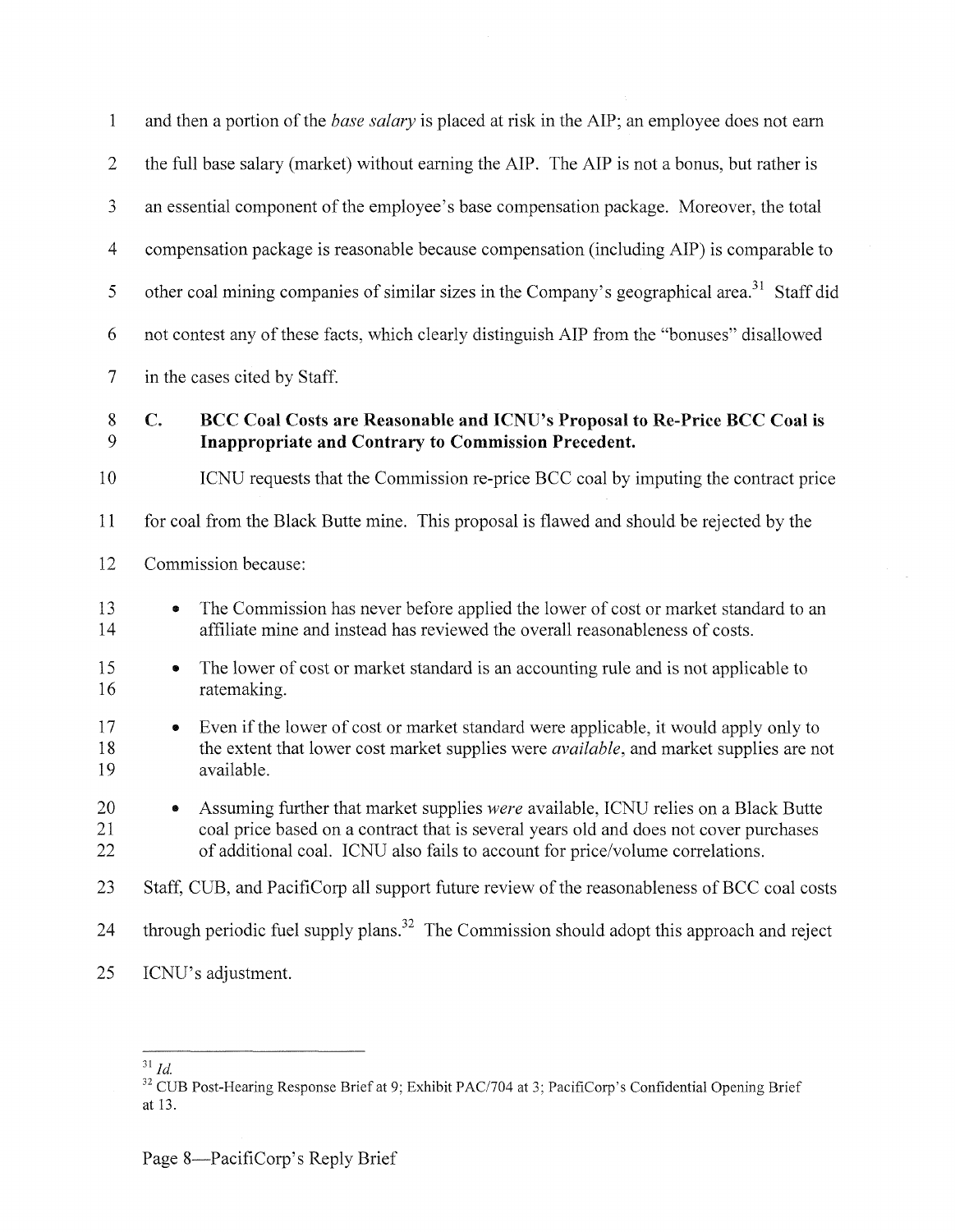and then a portion of the *base salary* is placed at risk in the AIP; an employee does not earn the full base salary (market) without earning the AIP. The AIP is not a bonus, but rather is an essential component of the employee's base compensation package. Moreover, the total compensation package is reasonable because compensation (including AIP) is comparable to other coal mining companies of similar sizes in the Company's geographical area.[31] Staff did not contest any of these facts, which clearly distinguish AIP from the "bonuses" disallowed in the cases cited by Staff.

### C. BCC Coal Costs are Reasonable and ICNU's Proposal to Re-Price BCC Coal is Inappropriate and Contrary to Commission Precedent.

ICNU requests that the Commission re-price BCC coal by imputing the contract price for coal from the Black Butte mine. This proposal is flawed and should be rejected by the Commission because:

- The Commission has never before applied the lower of cost or market standard to an affiliate mine and instead has reviewed the overall reasonableness of costs.
- The lower of cost or market standard is an accounting rule and is not applicable to ratemaking.
- Even if the lower of cost or market standard were applicable, it would apply only to the extent that lower cost market supplies were *available*, and market supplies are not available.
- Assuming further that market supplies *were* available, ICNU relies on a Black Butte coal price based on a contract that is several years old and does not cover purchases of additional coal. ICNU also fails to account for price/volume correlations.

Staff, CUB, and PacifiCorp all support future review of the reasonableness of BCC coal costs through periodic fuel supply plans.[32] The Commission should adopt this approach and reject ICNU's adjustment.

---

[31] *Id.*

[32] CUB Post-Hearing Response Brief at 9; Exhibit PAC/704 at 3; PacifiCorp's Confidential Opening Brief at 13.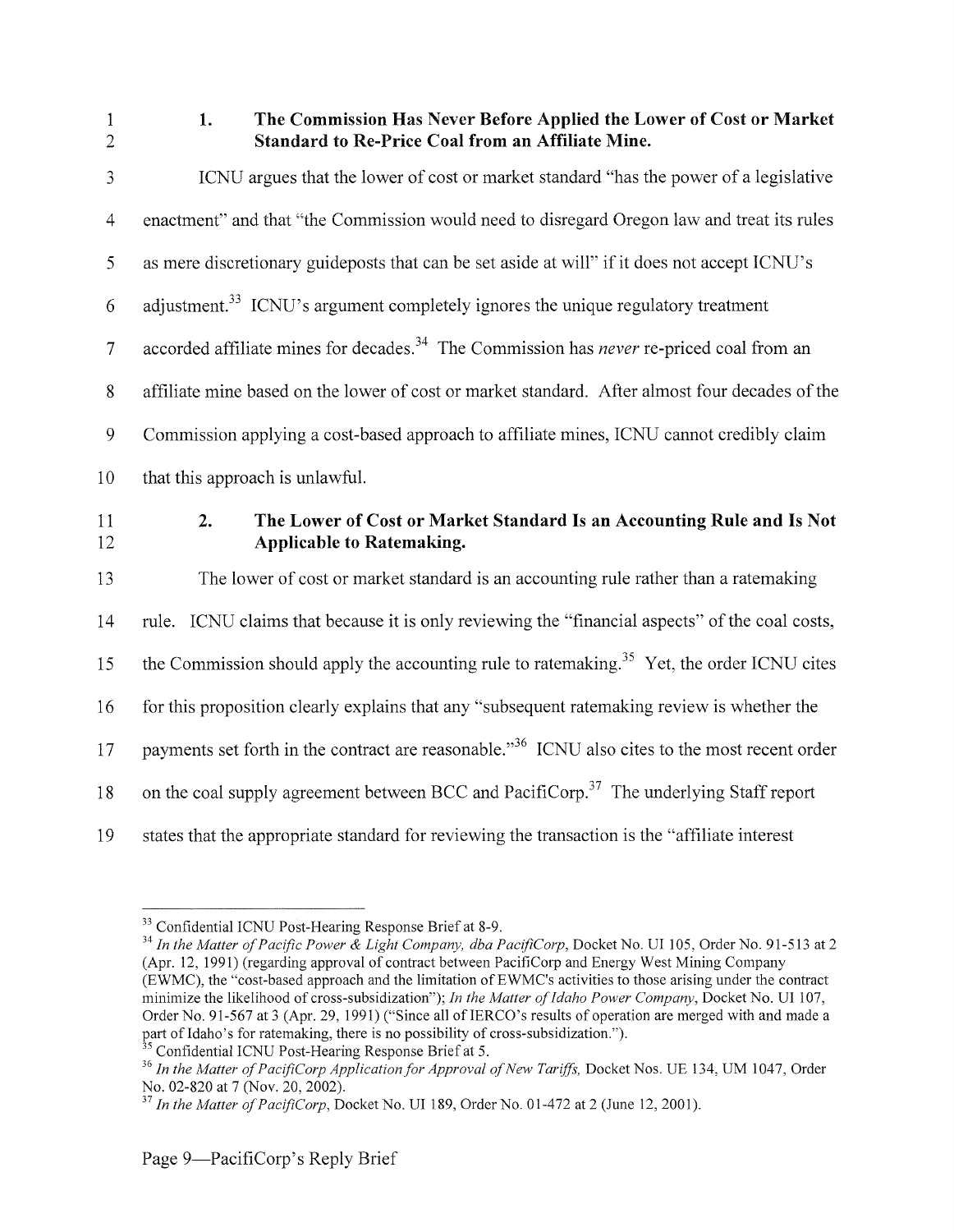### 1. The Commission Has Never Before Applied the Lower of Cost or Market Standard to Re-Price Coal from an Affiliate Mine.

ICNU argues that the lower of cost or market standard "has the power of a legislative enactment" and that "the Commission would need to disregard Oregon law and treat its rules as mere discretionary guideposts that can be set aside at will" if it does not accept ICNU's adjustment.[33] ICNU's argument completely ignores the unique regulatory treatment accorded affiliate mines for decades.[34] The Commission has *never* re-priced coal from an affiliate mine based on the lower of cost or market standard. After almost four decades of the Commission applying a cost-based approach to affiliate mines, ICNU cannot credibly claim that this approach is unlawful.

### 2. The Lower of Cost or Market Standard Is an Accounting Rule and Is Not Applicable to Ratemaking.

The lower of cost or market standard is an accounting rule rather than a ratemaking rule. ICNU claims that because it is only reviewing the "financial aspects" of the coal costs, the Commission should apply the accounting rule to ratemaking.[35] Yet, the order ICNU cites for this proposition clearly explains that any "subsequent ratemaking review is whether the payments set forth in the contract are reasonable."[36] ICNU also cites to the most recent order on the coal supply agreement between BCC and PacifiCorp.[37] The underlying Staff report states that the appropriate standard for reviewing the transaction is the "affiliate interest

---

[33] Confidential ICNU Post-Hearing Response Brief at 8-9.

[34] *In the Matter of Pacific Power & Light Company, dba PacifiCorp*, Docket No. UI 105, Order No. 91-513 at 2 (Apr. 12, 1991) (regarding approval of contract between PacifiCorp and Energy West Mining Company (EWMC), the "cost-based approach and the limitation of EWMC's activities to those arising under the contract minimize the likelihood of cross-subsidization"); *In the Matter of Idaho Power Company*, Docket No. UI 107, Order No. 91-567 at 3 (Apr. 29, 1991) ("Since all of IERCO's results of operation are merged with and made a part of Idaho's for ratemaking, there is no possibility of cross-subsidization.").

[35] Confidential ICNU Post-Hearing Response Brief at 5.

[36] *In the Matter of PacifiCorp Application for Approval of New Tariffs,* Docket Nos. UE 134, UM 1047, Order No. 02-820 at 7 (Nov. 20, 2002).

[37] *In the Matter of PacifiCorp*, Docket No. UI 189, Order No. 01-472 at 2 (June 12, 2001).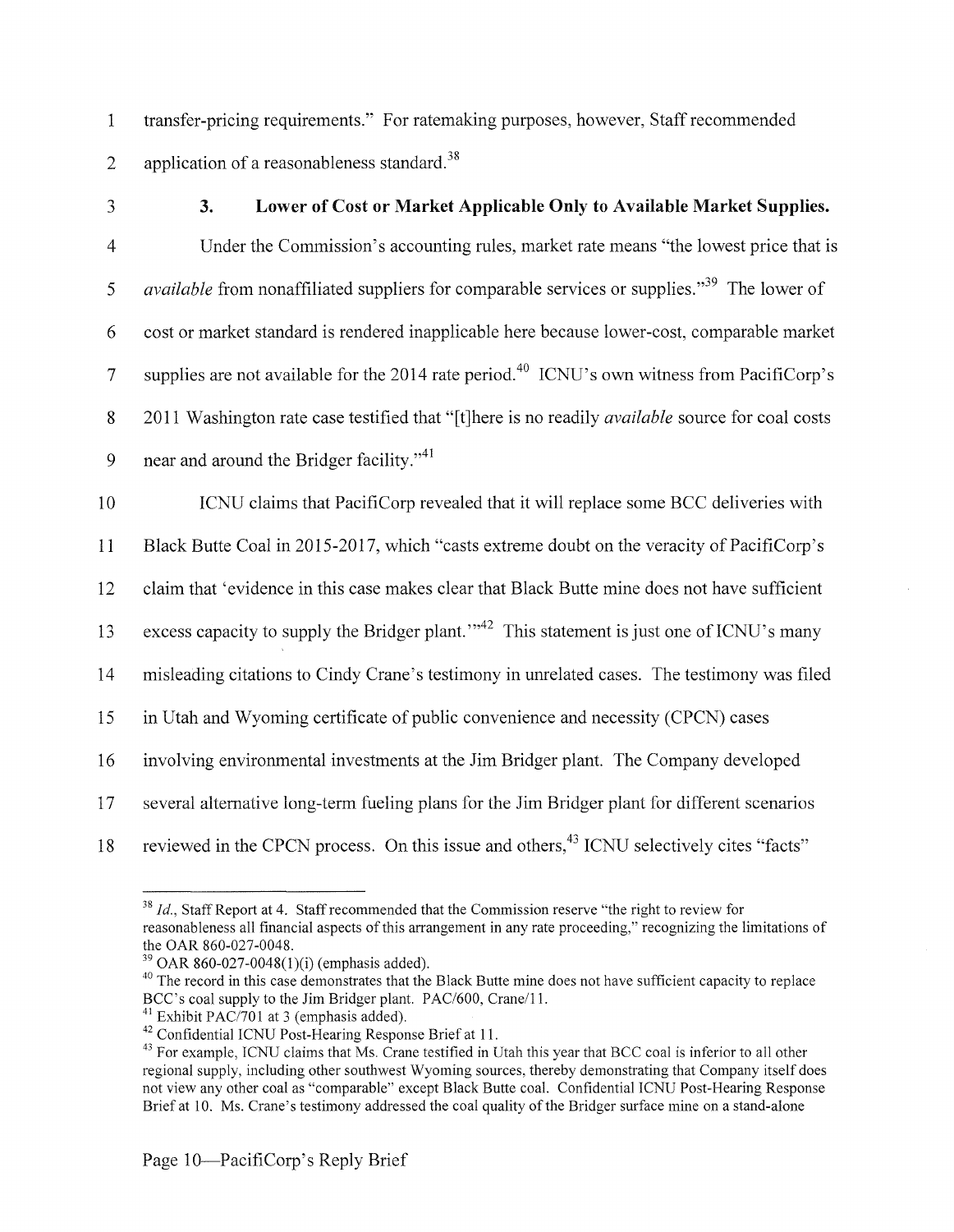transfer-pricing requirements." For ratemaking purposes, however, Staff recommended application of a reasonableness standard.[38]

### 3. Lower of Cost or Market Applicable Only to Available Market Supplies.

Under the Commission's accounting rules, market rate means "the lowest price that is *available* from nonaffiliated suppliers for comparable services or supplies."[39] The lower of cost or market standard is rendered inapplicable here because lower-cost, comparable market supplies are not available for the 2014 rate period.[40] ICNU's own witness from PacifiCorp's 2011 Washington rate case testified that "[t]here is no readily *available* source for coal costs near and around the Bridger facility."[41]

ICNU claims that PacifiCorp revealed that it will replace some BCC deliveries with Black Butte Coal in 2015-2017, which "casts extreme doubt on the veracity of PacifiCorp's claim that 'evidence in this case makes clear that Black Butte mine does not have sufficient excess capacity to supply the Bridger plant.'"[42] This statement is just one of ICNU's many misleading citations to Cindy Crane's testimony in unrelated cases. The testimony was filed in Utah and Wyoming certificate of public convenience and necessity (CPCN) cases involving environmental investments at the Jim Bridger plant. The Company developed several alternative long-term fueling plans for the Jim Bridger plant for different scenarios reviewed in the CPCN process. On this issue and others,[43] ICNU selectively cites "facts"

---

[38] *Id.*, Staff Report at 4. Staff recommended that the Commission reserve "the right to review for reasonableness all financial aspects of this arrangement in any rate proceeding," recognizing the limitations of the OAR 860-027-0048.

[39] OAR 860-027-0048(1)(i) (emphasis added).

[40] The record in this case demonstrates that the Black Butte mine does not have sufficient capacity to replace BCC's coal supply to the Jim Bridger plant. PAC/600, Crane/11.

[41] Exhibit PAC/701 at 3 (emphasis added).

[42] Confidential ICNU Post-Hearing Response Brief at 11.

[43] For example, ICNU claims that Ms. Crane testified in Utah this year that BCC coal is inferior to all other regional supply, including other southwest Wyoming sources, thereby demonstrating that Company itself does not view any other coal as "comparable" except Black Butte coal. Confidential ICNU Post-Hearing Response Brief at 10. Ms. Crane's testimony addressed the coal quality of the Bridger surface mine on a stand-alone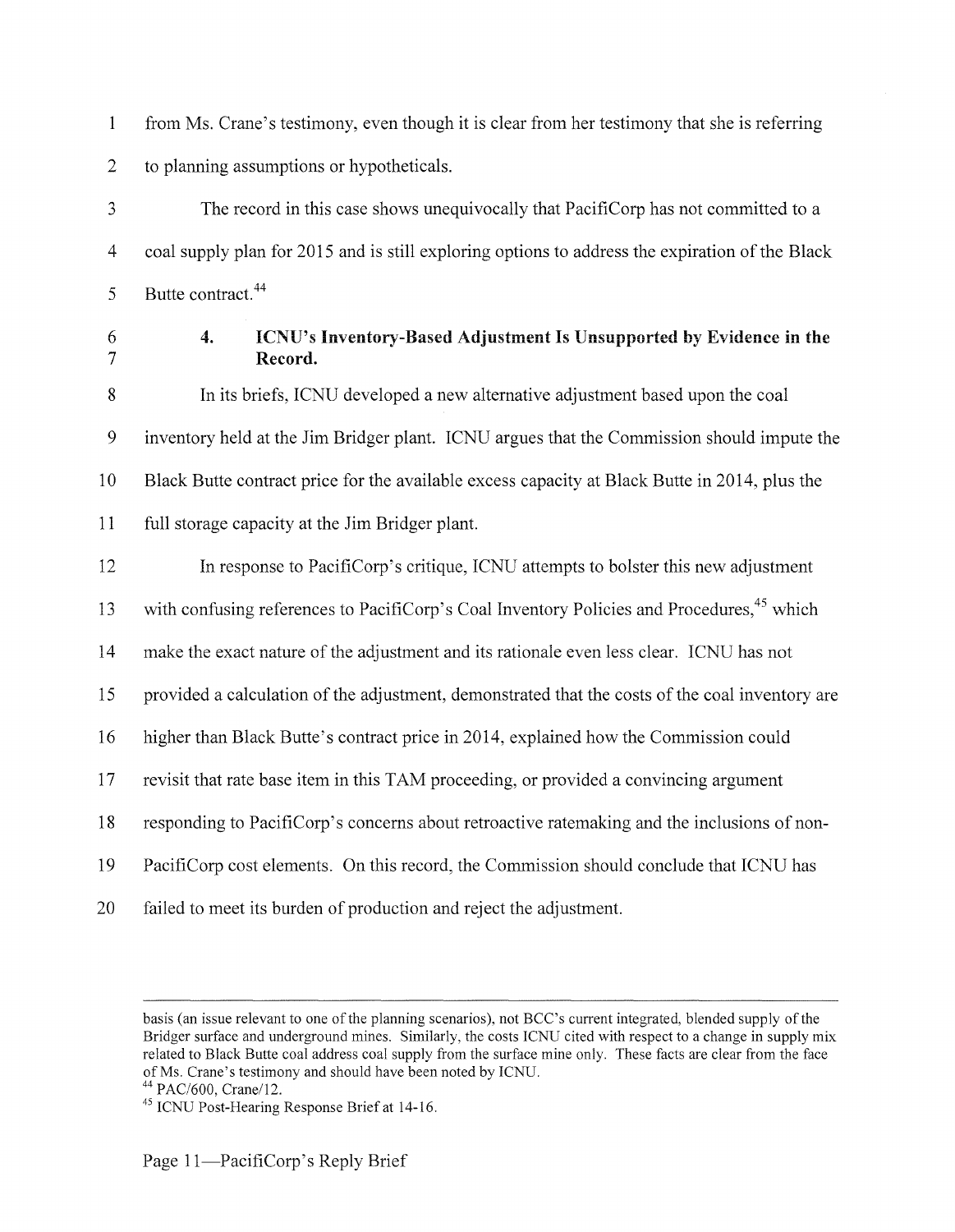from Ms. Crane's testimony, even though it is clear from her testimony that she is referring to planning assumptions or hypotheticals.

The record in this case shows unequivocally that PacifiCorp has not committed to a coal supply plan for 2015 and is still exploring options to address the expiration of the Black Butte contract.[44]

### 4. ICNU's Inventory-Based Adjustment Is Unsupported by Evidence in the Record.

In its briefs, ICNU developed a new alternative adjustment based upon the coal inventory held at the Jim Bridger plant. ICNU argues that the Commission should impute the Black Butte contract price for the available excess capacity at Black Butte in 2014, plus the full storage capacity at the Jim Bridger plant.

In response to PacifiCorp's critique, ICNU attempts to bolster this new adjustment with confusing references to PacifiCorp's Coal Inventory Policies and Procedures,[45] which make the exact nature of the adjustment and its rationale even less clear. ICNU has not provided a calculation of the adjustment, demonstrated that the costs of the coal inventory are higher than Black Butte's contract price in 2014, explained how the Commission could revisit that rate base item in this TAM proceeding, or provided a convincing argument responding to PacifiCorp's concerns about retroactive ratemaking and the inclusions of non-PacifiCorp cost elements. On this record, the Commission should conclude that ICNU has failed to meet its burden of production and reject the adjustment.

---

basis (an issue relevant to one of the planning scenarios), not BCC's current integrated, blended supply of the Bridger surface and underground mines. Similarly, the costs ICNU cited with respect to a change in supply mix related to Black Butte coal address coal supply from the surface mine only. These facts are clear from the face of Ms. Crane's testimony and should have been noted by ICNU.

[44] PAC/600, Crane/12.

[45] ICNU Post-Hearing Response Brief at 14-16.

Page 11—PacifiCorp's Reply Brief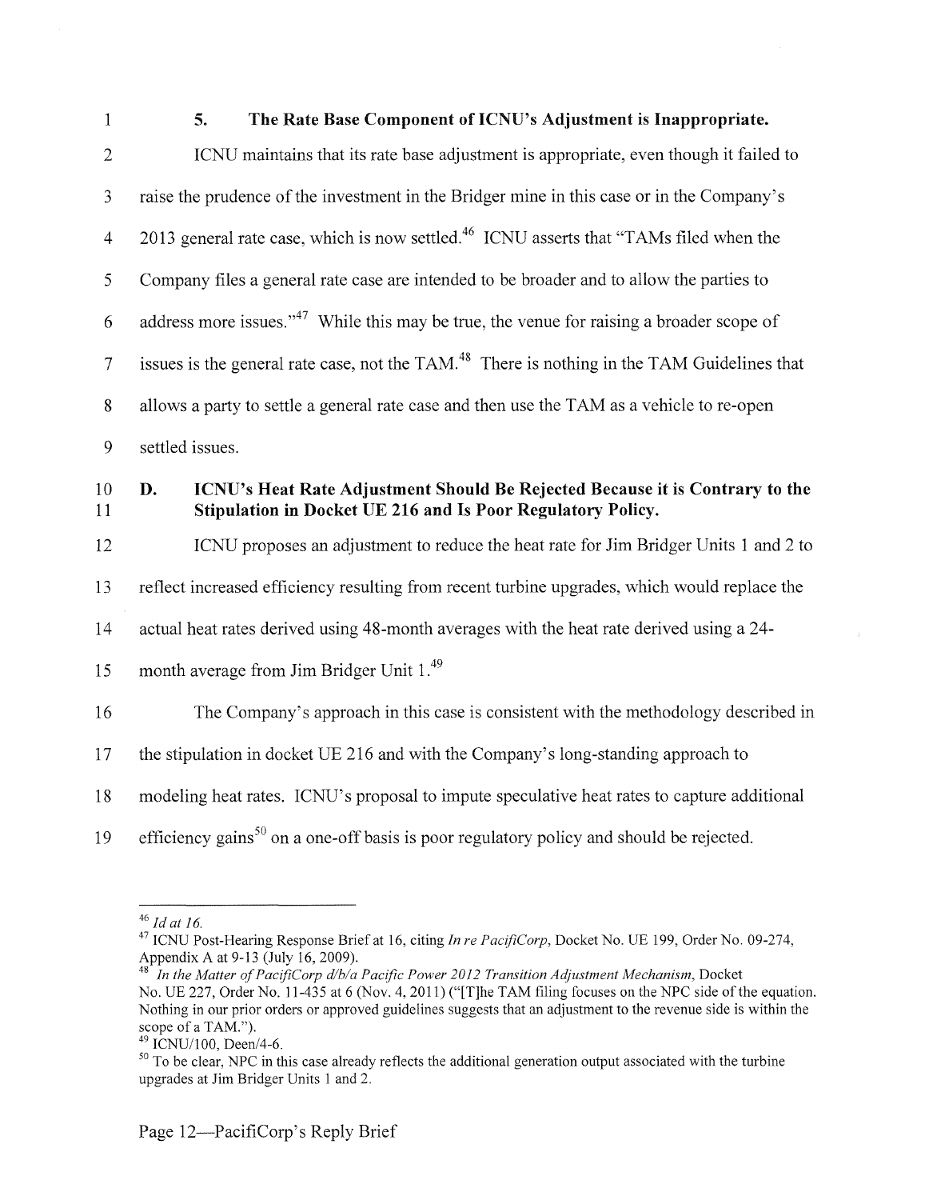### 5. The Rate Base Component of ICNU's Adjustment is Inappropriate.

ICNU maintains that its rate base adjustment is appropriate, even though it failed to raise the prudence of the investment in the Bridger mine in this case or in the Company's 2013 general rate case, which is now settled.[46] ICNU asserts that "TAMs filed when the Company files a general rate case are intended to be broader and to allow the parties to address more issues."[47] While this may be true, the venue for raising a broader scope of issues is the general rate case, not the TAM.[48] There is nothing in the TAM Guidelines that allows a party to settle a general rate case and then use the TAM as a vehicle to re-open settled issues.

## D. ICNU's Heat Rate Adjustment Should Be Rejected Because it is Contrary to the Stipulation in Docket UE 216 and Is Poor Regulatory Policy.

ICNU proposes an adjustment to reduce the heat rate for Jim Bridger Units 1 and 2 to reflect increased efficiency resulting from recent turbine upgrades, which would replace the actual heat rates derived using 48-month averages with the heat rate derived using a 24-month average from Jim Bridger Unit 1.[49]

The Company's approach in this case is consistent with the methodology described in the stipulation in docket UE 216 and with the Company's long-standing approach to modeling heat rates. ICNU's proposal to impute speculative heat rates to capture additional efficiency gains[50] on a one-off basis is poor regulatory policy and should be rejected.

---

[46] *Id at 16.*

[47] ICNU Post-Hearing Response Brief at 16, citing *In re PacifiCorp*, Docket No. UE 199, Order No. 09-274, Appendix A at 9-13 (July 16, 2009).

[48] *In the Matter of PacifiCorp d/b/a Pacific Power 2012 Transition Adjustment Mechanism*, Docket No. UE 227, Order No. 11-435 at 6 (Nov. 4, 2011) ("[T]he TAM filing focuses on the NPC side of the equation. Nothing in our prior orders or approved guidelines suggests that an adjustment to the revenue side is within the scope of a TAM.").

[49] ICNU/100, Deen/4-6.

[50] To be clear, NPC in this case already reflects the additional generation output associated with the turbine upgrades at Jim Bridger Units 1 and 2.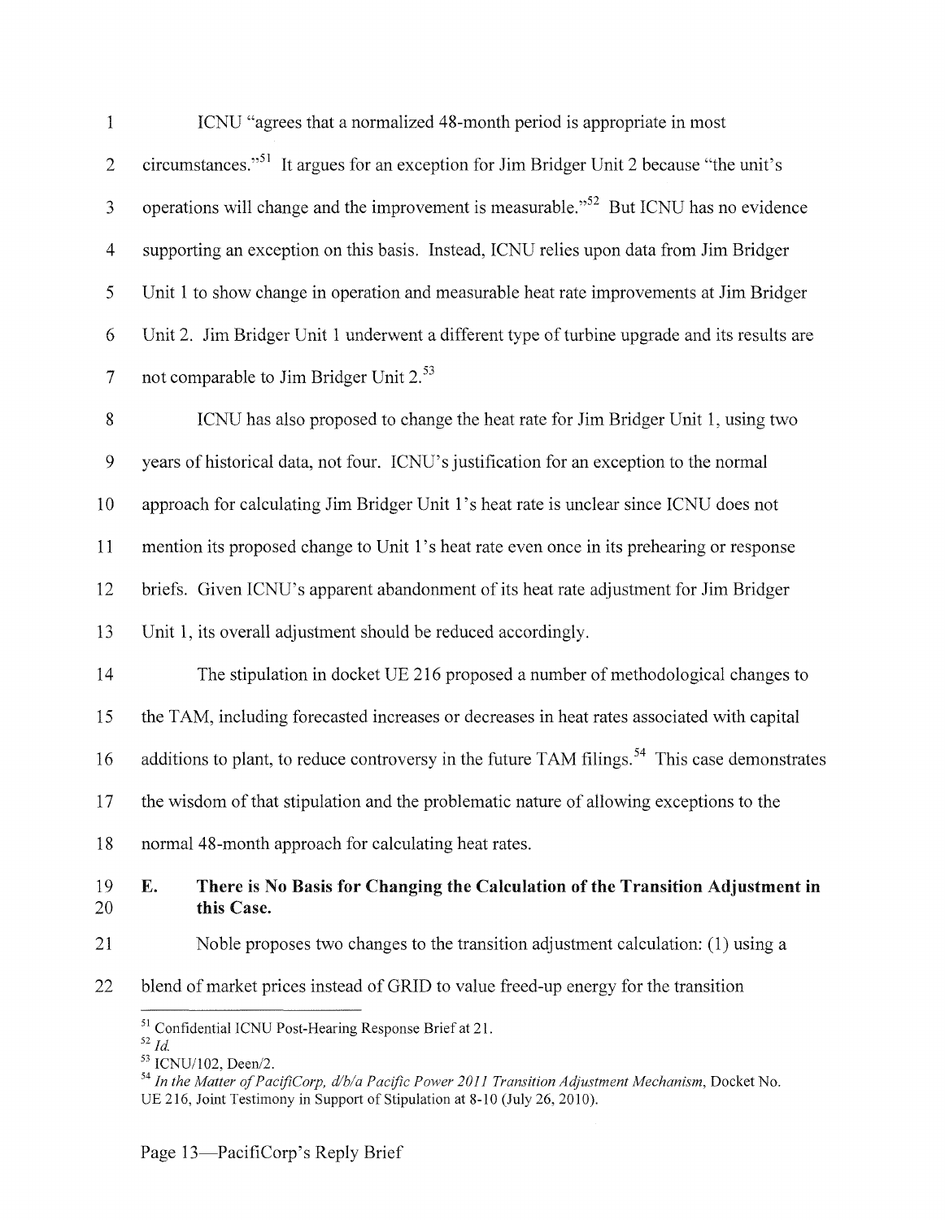ICNU "agrees that a normalized 48-month period is appropriate in most circumstances."[51] It argues for an exception for Jim Bridger Unit 2 because "the unit's operations will change and the improvement is measurable."[52] But ICNU has no evidence supporting an exception on this basis. Instead, ICNU relies upon data from Jim Bridger Unit 1 to show change in operation and measurable heat rate improvements at Jim Bridger Unit 2. Jim Bridger Unit 1 underwent a different type of turbine upgrade and its results are not comparable to Jim Bridger Unit 2.[53]

ICNU has also proposed to change the heat rate for Jim Bridger Unit 1, using two years of historical data, not four. ICNU's justification for an exception to the normal approach for calculating Jim Bridger Unit 1's heat rate is unclear since ICNU does not mention its proposed change to Unit 1's heat rate even once in its prehearing or response briefs. Given ICNU's apparent abandonment of its heat rate adjustment for Jim Bridger Unit 1, its overall adjustment should be reduced accordingly.

The stipulation in docket UE 216 proposed a number of methodological changes to the TAM, including forecasted increases or decreases in heat rates associated with capital additions to plant, to reduce controversy in the future TAM filings.[54] This case demonstrates the wisdom of that stipulation and the problematic nature of allowing exceptions to the normal 48-month approach for calculating heat rates.

### E. There is No Basis for Changing the Calculation of the Transition Adjustment in this Case.

Noble proposes two changes to the transition adjustment calculation: (1) using a blend of market prices instead of GRID to value freed-up energy for the transition

---

[51] Confidential ICNU Post-Hearing Response Brief at 21.

[52] *Id.*

[53] ICNU/102, Deen/2.

[54] *In the Matter of PacifiCorp, d/b/a Pacific Power 2011 Transition Adjustment Mechanism*, Docket No. UE 216, Joint Testimony in Support of Stipulation at 8-10 (July 26, 2010).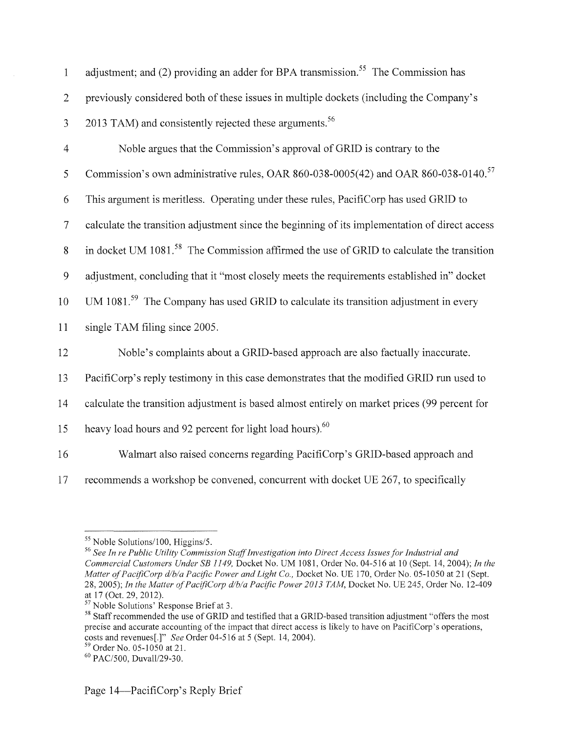adjustment; and (2) providing an adder for BPA transmission.[55] The Commission has previously considered both of these issues in multiple dockets (including the Company's 2013 TAM) and consistently rejected these arguments.[56]

Noble argues that the Commission's approval of GRID is contrary to the Commission's own administrative rules, OAR 860-038-0005(42) and OAR 860-038-0140.[57] This argument is meritless. Operating under these rules, PacifiCorp has used GRID to calculate the transition adjustment since the beginning of its implementation of direct access in docket UM 1081.[58] The Commission affirmed the use of GRID to calculate the transition adjustment, concluding that it "most closely meets the requirements established in" docket UM 1081.[59] The Company has used GRID to calculate its transition adjustment in every single TAM filing since 2005.

Noble's complaints about a GRID-based approach are also factually inaccurate. PacifiCorp's reply testimony in this case demonstrates that the modified GRID run used to calculate the transition adjustment is based almost entirely on market prices (99 percent for heavy load hours and 92 percent for light load hours).[60]

Walmart also raised concerns regarding PacifiCorp's GRID-based approach and recommends a workshop be convened, concurrent with docket UE 267, to specifically

---

[55] Noble Solutions/100, Higgins/5.

[56] *See In re Public Utility Commission Staff Investigation into Direct Access Issues for Industrial and Commercial Customers Under SB 1149,* Docket No. UM 1081, Order No. 04-516 at 10 (Sept. 14, 2004); *In the Matter of PacifiCorp d/b/a Pacific Power and Light Co.,* Docket No. UE 170, Order No. 05-1050 at 21 (Sept. 28, 2005); *In the Matter of PacifiCorp d/b/a Pacific Power 2013 TAM,* Docket No. UE 245, Order No. 12-409 at 17 (Oct. 29, 2012).

[57] Noble Solutions' Response Brief at 3.

[58] Staff recommended the use of GRID and testified that a GRID-based transition adjustment "offers the most precise and accurate accounting of the impact that direct access is likely to have on PacifiCorp's operations, costs and revenues[.]" *See* Order 04-516 at 5 (Sept. 14, 2004).

[59] Order No. 05-1050 at 21.

[60] PAC/500, Duvall/29-30.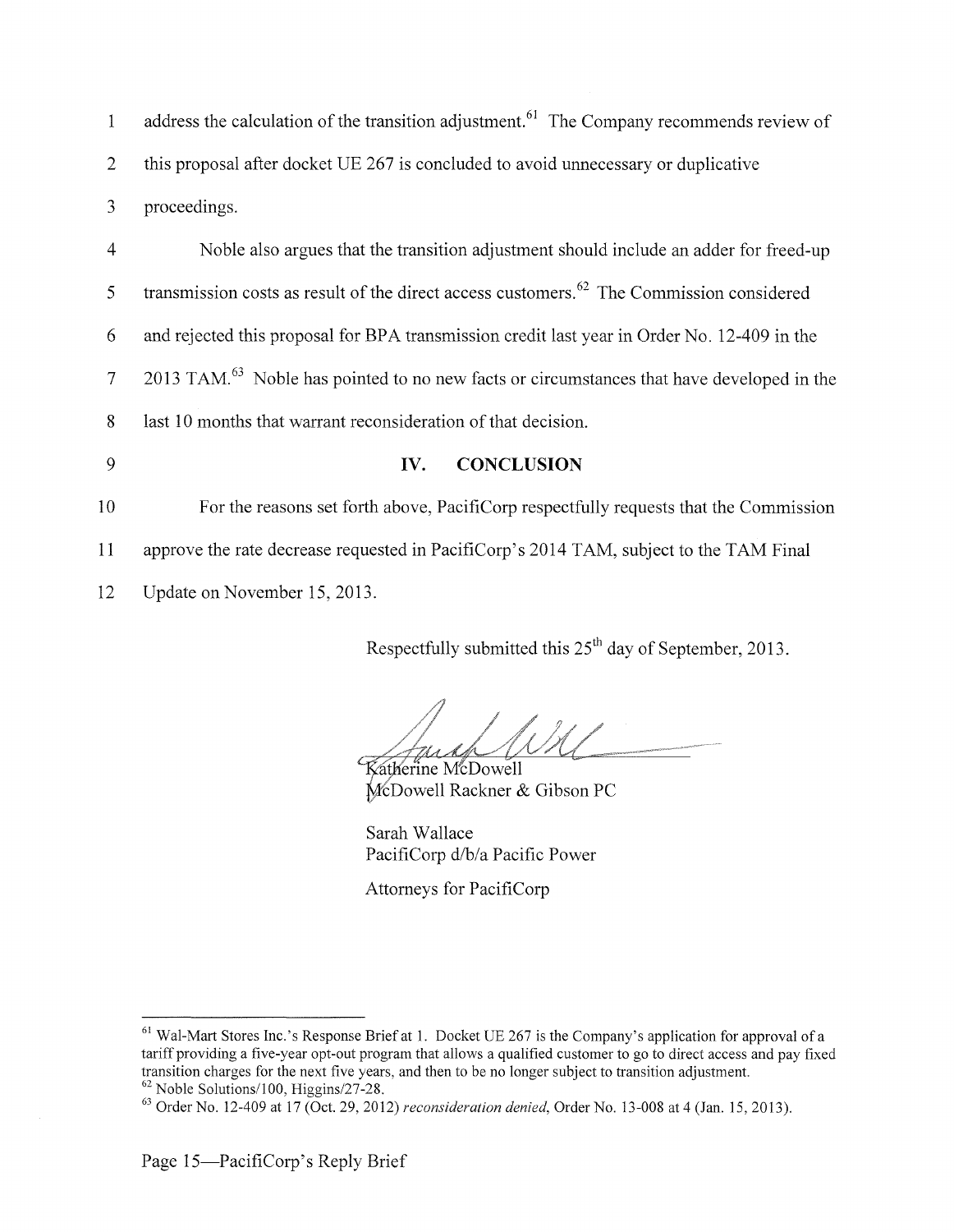address the calculation of the transition adjustment.[61] The Company recommends review of this proposal after docket UE 267 is concluded to avoid unnecessary or duplicative proceedings.

Noble also argues that the transition adjustment should include an adder for freed-up transmission costs as result of the direct access customers.[62] The Commission considered and rejected this proposal for BPA transmission credit last year in Order No. 12-409 in the 2013 TAM.[63] Noble has pointed to no new facts or circumstances that have developed in the last 10 months that warrant reconsideration of that decision.

## IV. CONCLUSION

For the reasons set forth above, PacifiCorp respectfully requests that the Commission approve the rate decrease requested in PacifiCorp's 2014 TAM, subject to the TAM Final Update on November 15, 2013.

Respectfully submitted this 25th day of September, 2013.

Katherine McDowell
McDowell Rackner & Gibson PC

Sarah Wallace
PacifiCorp d/b/a Pacific Power

Attorneys for PacifiCorp

---

[61] Wal-Mart Stores Inc.'s Response Brief at 1. Docket UE 267 is the Company's application for approval of a tariff providing a five-year opt-out program that allows a qualified customer to go to direct access and pay fixed transition charges for the next five years, and then to be no longer subject to transition adjustment.

[62] Noble Solutions/100, Higgins/27-28.

[63] Order No. 12-409 at 17 (Oct. 29, 2012) *reconsideration denied*, Order No. 13-008 at 4 (Jan. 15, 2013).

Page 15—PacifiCorp's Reply Brief